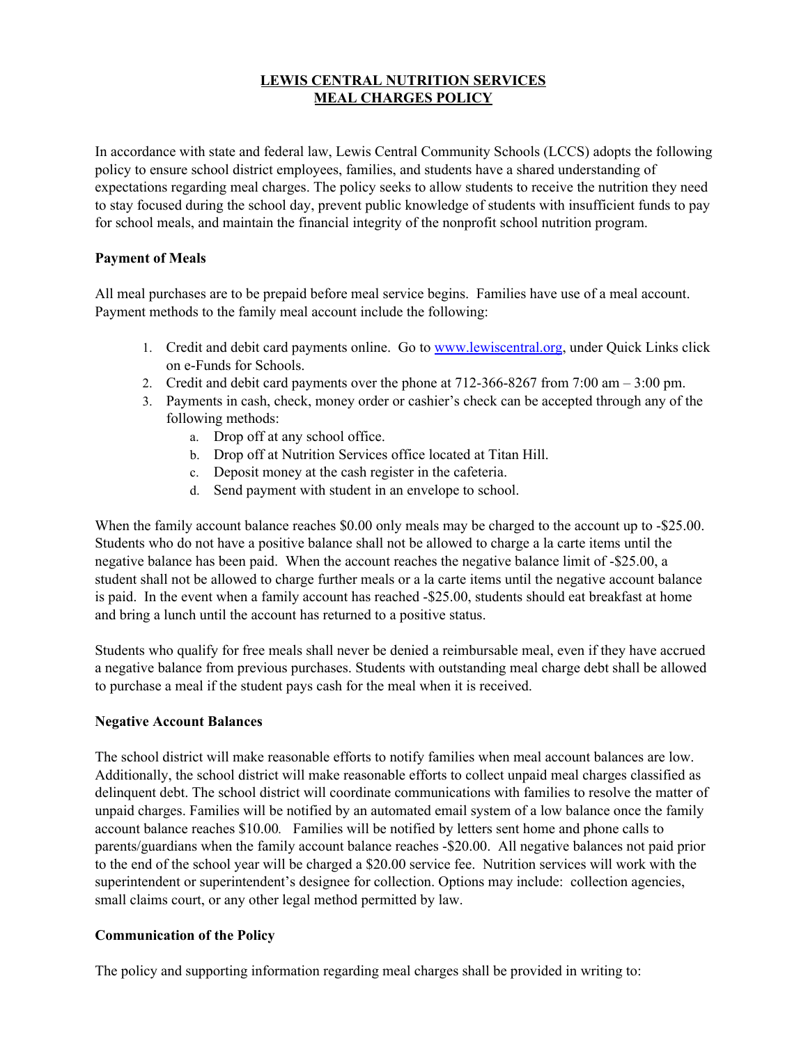# LEWIS CENTRAL NUTRITION SERVICES
# MEAL CHARGES POLICY

In accordance with state and federal law, Lewis Central Community Schools (LCCS) adopts the following policy to ensure school district employees, families, and students have a shared understanding of expectations regarding meal charges. The policy seeks to allow students to receive the nutrition they need to stay focused during the school day, prevent public knowledge of students with insufficient funds to pay for school meals, and maintain the financial integrity of the nonprofit school nutrition program.

**Payment of Meals**

All meal purchases are to be prepaid before meal service begins. Families have use of a meal account. Payment methods to the family meal account include the following:

1. Credit and debit card payments online. Go to www.lewiscentral.org, under Quick Links click on e-Funds for Schools.
2. Credit and debit card payments over the phone at 712-366-8267 from 7:00 am – 3:00 pm.
3. Payments in cash, check, money order or cashier's check can be accepted through any of the following methods:
   a. Drop off at any school office.
   b. Drop off at Nutrition Services office located at Titan Hill.
   c. Deposit money at the cash register in the cafeteria.
   d. Send payment with student in an envelope to school.

When the family account balance reaches $0.00 only meals may be charged to the account up to -$25.00. Students who do not have a positive balance shall not be allowed to charge a la carte items until the negative balance has been paid. When the account reaches the negative balance limit of -$25.00, a student shall not be allowed to charge further meals or a la carte items until the negative account balance is paid. In the event when a family account has reached -$25.00, students should eat breakfast at home and bring a lunch until the account has returned to a positive status.

Students who qualify for free meals shall never be denied a reimbursable meal, even if they have accrued a negative balance from previous purchases. Students with outstanding meal charge debt shall be allowed to purchase a meal if the student pays cash for the meal when it is received.

**Negative Account Balances**

The school district will make reasonable efforts to notify families when meal account balances are low. Additionally, the school district will make reasonable efforts to collect unpaid meal charges classified as delinquent debt. The school district will coordinate communications with families to resolve the matter of unpaid charges. Families will be notified by an automated email system of a low balance once the family account balance reaches $10.00. Families will be notified by letters sent home and phone calls to parents/guardians when the family account balance reaches -$20.00. All negative balances not paid prior to the end of the school year will be charged a $20.00 service fee. Nutrition services will work with the superintendent or superintendent's designee for collection. Options may include: collection agencies, small claims court, or any other legal method permitted by law.

**Communication of the Policy**

The policy and supporting information regarding meal charges shall be provided in writing to: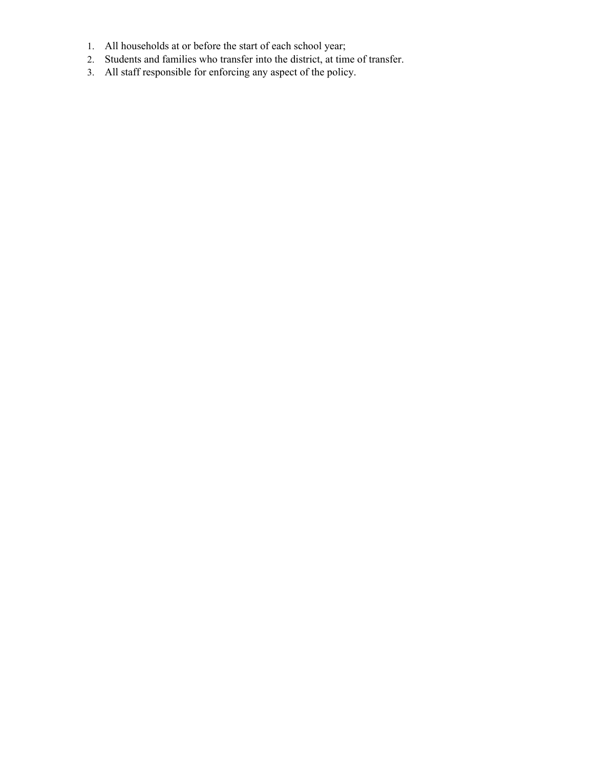1. All households at or before the start of each school year;
2. Students and families who transfer into the district, at time of transfer.
3. All staff responsible for enforcing any aspect of the policy.